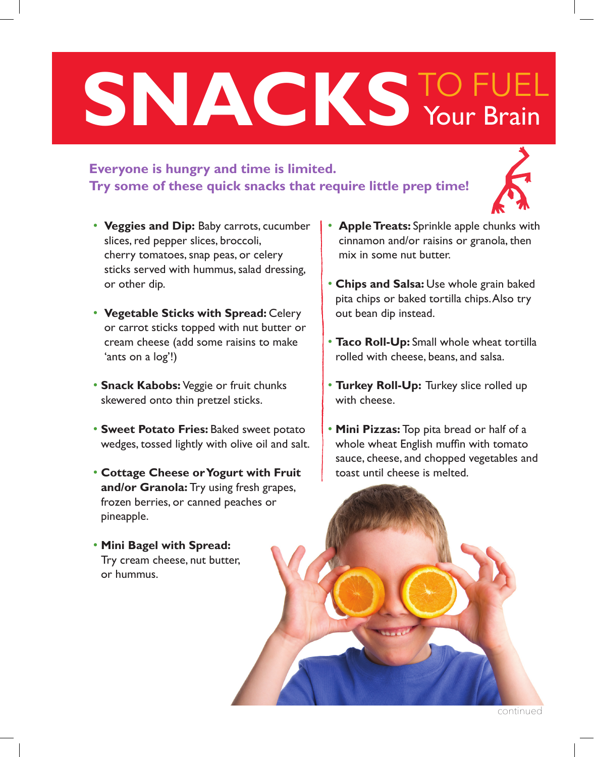# SNACKS TO FUEL Your Brain

**Everyone is hungry and time is limited.**
**Try some of these quick snacks that require little prep time!**

- **Veggies and Dip:** Baby carrots, cucumber slices, red pepper slices, broccoli, cherry tomatoes, snap peas, or celery sticks served with hummus, salad dressing, or other dip.
- **Vegetable Sticks with Spread:** Celery or carrot sticks topped with nut butter or cream cheese (add some raisins to make 'ants on a log'!)
- **Snack Kabobs:** Veggie or fruit chunks skewered onto thin pretzel sticks.
- **Sweet Potato Fries:** Baked sweet potato wedges, tossed lightly with olive oil and salt.
- **Cottage Cheese or Yogurt with Fruit and/or Granola:** Try using fresh grapes, frozen berries, or canned peaches or pineapple.
- **Mini Bagel with Spread:** Try cream cheese, nut butter, or hummus.
- **Apple Treats:** Sprinkle apple chunks with cinnamon and/or raisins or granola, then mix in some nut butter.
- **Chips and Salsa:** Use whole grain baked pita chips or baked tortilla chips. Also try out bean dip instead.
- **Taco Roll-Up:** Small whole wheat tortilla rolled with cheese, beans, and salsa.
- **Turkey Roll-Up:** Turkey slice rolled up with cheese.
- **Mini Pizzas:** Top pita bread or half of a whole wheat English muffin with tomato sauce, cheese, and chopped vegetables and toast until cheese is melted.

continued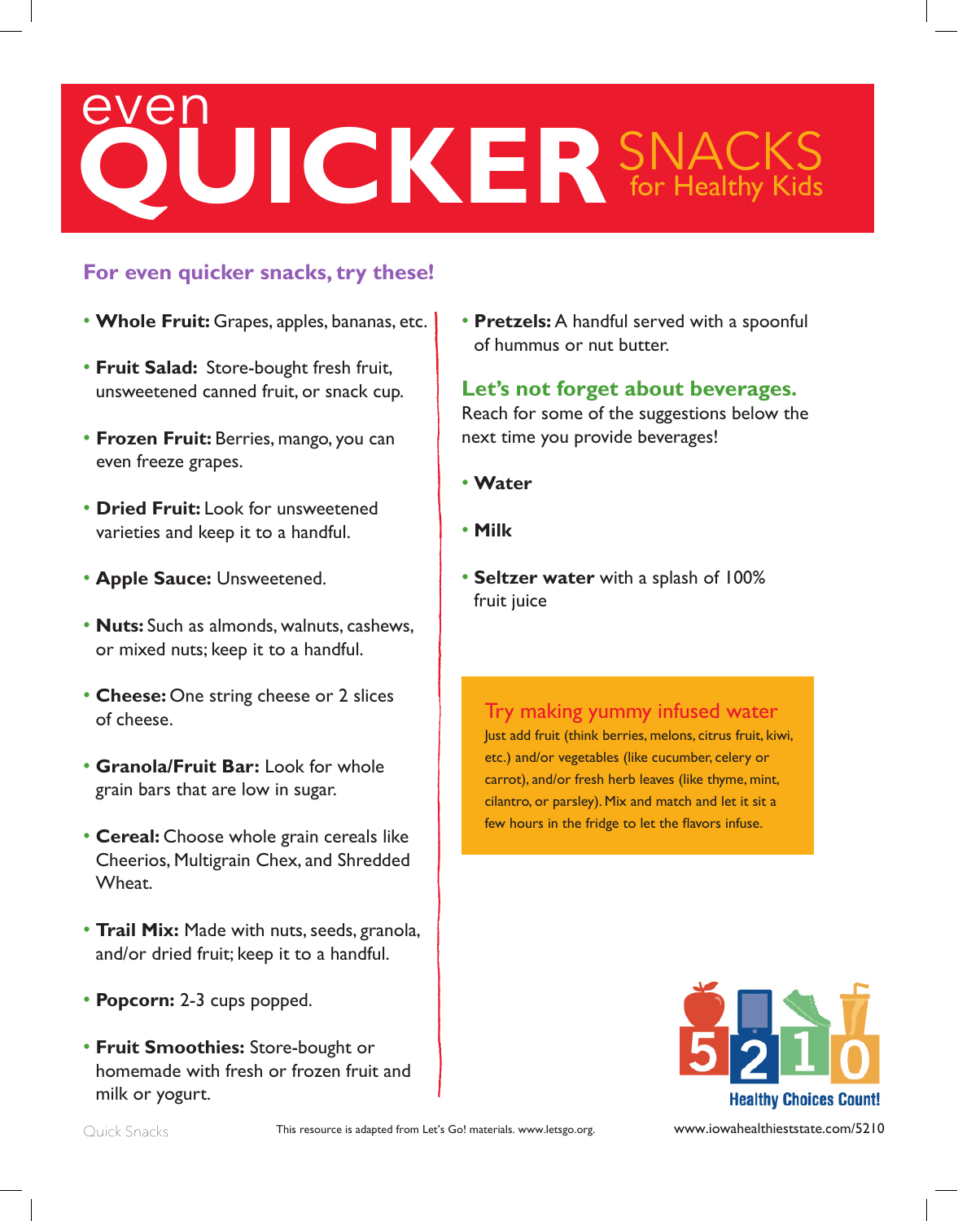# even QUICKER SNACKS for Healthy Kids

## For even quicker snacks, try these!

- **Whole Fruit:** Grapes, apples, bananas, etc.
- **Fruit Salad:** Store-bought fresh fruit, unsweetened canned fruit, or snack cup.
- **Frozen Fruit:** Berries, mango, you can even freeze grapes.
- **Dried Fruit:** Look for unsweetened varieties and keep it to a handful.
- **Apple Sauce:** Unsweetened.
- **Nuts:** Such as almonds, walnuts, cashews, or mixed nuts; keep it to a handful.
- **Cheese:** One string cheese or 2 slices of cheese.
- **Granola/Fruit Bar:** Look for whole grain bars that are low in sugar.
- **Cereal:** Choose whole grain cereals like Cheerios, Multigrain Chex, and Shredded Wheat.
- **Trail Mix:** Made with nuts, seeds, granola, and/or dried fruit; keep it to a handful.
- **Popcorn:** 2-3 cups popped.
- **Fruit Smoothies:** Store-bought or homemade with fresh or frozen fruit and milk or yogurt.
- **Pretzels:** A handful served with a spoonful of hummus or nut butter.

## Let's not forget about beverages.

Reach for some of the suggestions below the next time you provide beverages!

- **Water**
- **Milk**
- **Seltzer water** with a splash of 100% fruit juice

### Try making yummy infused water

Just add fruit (think berries, melons, citrus fruit, kiwi, etc.) and/or vegetables (like cucumber, celery or carrot), and/or fresh herb leaves (like thyme, mint, cilantro, or parsley). Mix and match and let it sit a few hours in the fridge to let the flavors infuse.

5 2 1 0 Healthy Choices Count!

Quick Snacks

This resource is adapted from Let's Go! materials. www.letsgo.org.

www.iowahealthieststate.com/5210